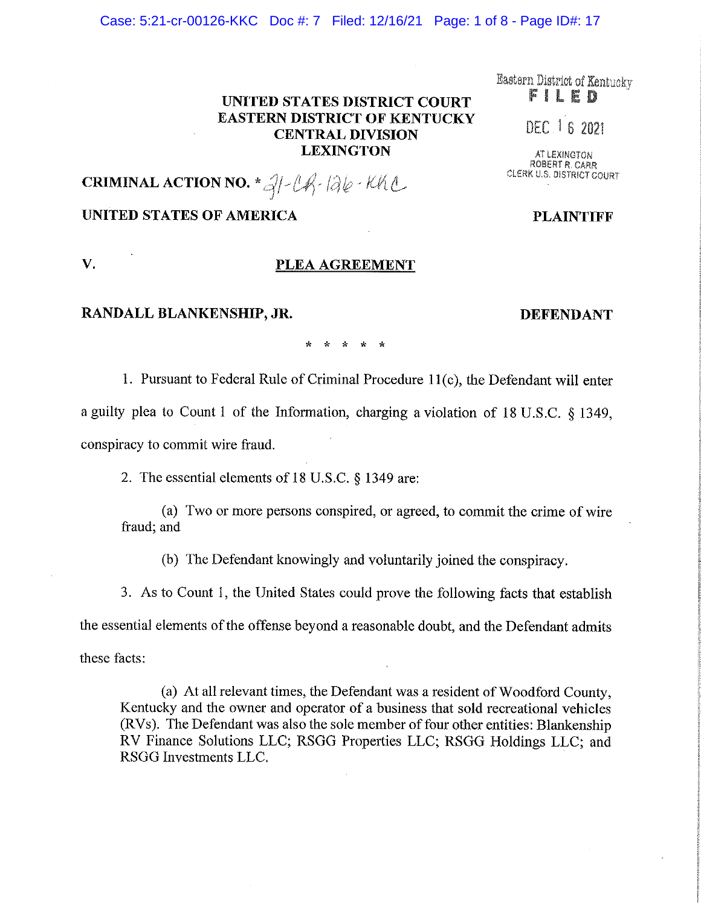**UNITED STATES DISTRICT COURT**
**EASTERN DISTRICT OF KENTUCKY**
**CENTRAL DIVISION**
**LEXINGTON**

Eastern District of Kentucky
FILED
DEC 16 2021
AT LEXINGTON
ROBERT R. CARR
CLERK U.S. DISTRICT COURT

**CRIMINAL ACTION NO.** * 21-CR-126-KKC

**UNITED STATES OF AMERICA** **PLAINTIFF**

**V.** **PLEA AGREEMENT**

**RANDALL BLANKENSHIP, JR.** **DEFENDANT**

\* \* \* \* \*

1. Pursuant to Federal Rule of Criminal Procedure 11(c), the Defendant will enter a guilty plea to Count 1 of the Information, charging a violation of 18 U.S.C. § 1349, conspiracy to commit wire fraud.

2. The essential elements of 18 U.S.C. § 1349 are:

   (a) Two or more persons conspired, or agreed, to commit the crime of wire fraud; and

   (b) The Defendant knowingly and voluntarily joined the conspiracy.

3. As to Count 1, the United States could prove the following facts that establish the essential elements of the offense beyond a reasonable doubt, and the Defendant admits these facts:

   (a) At all relevant times, the Defendant was a resident of Woodford County, Kentucky and the owner and operator of a business that sold recreational vehicles (RVs). The Defendant was also the sole member of four other entities: Blankenship RV Finance Solutions LLC; RSGG Properties LLC; RSGG Holdings LLC; and RSGG Investments LLC.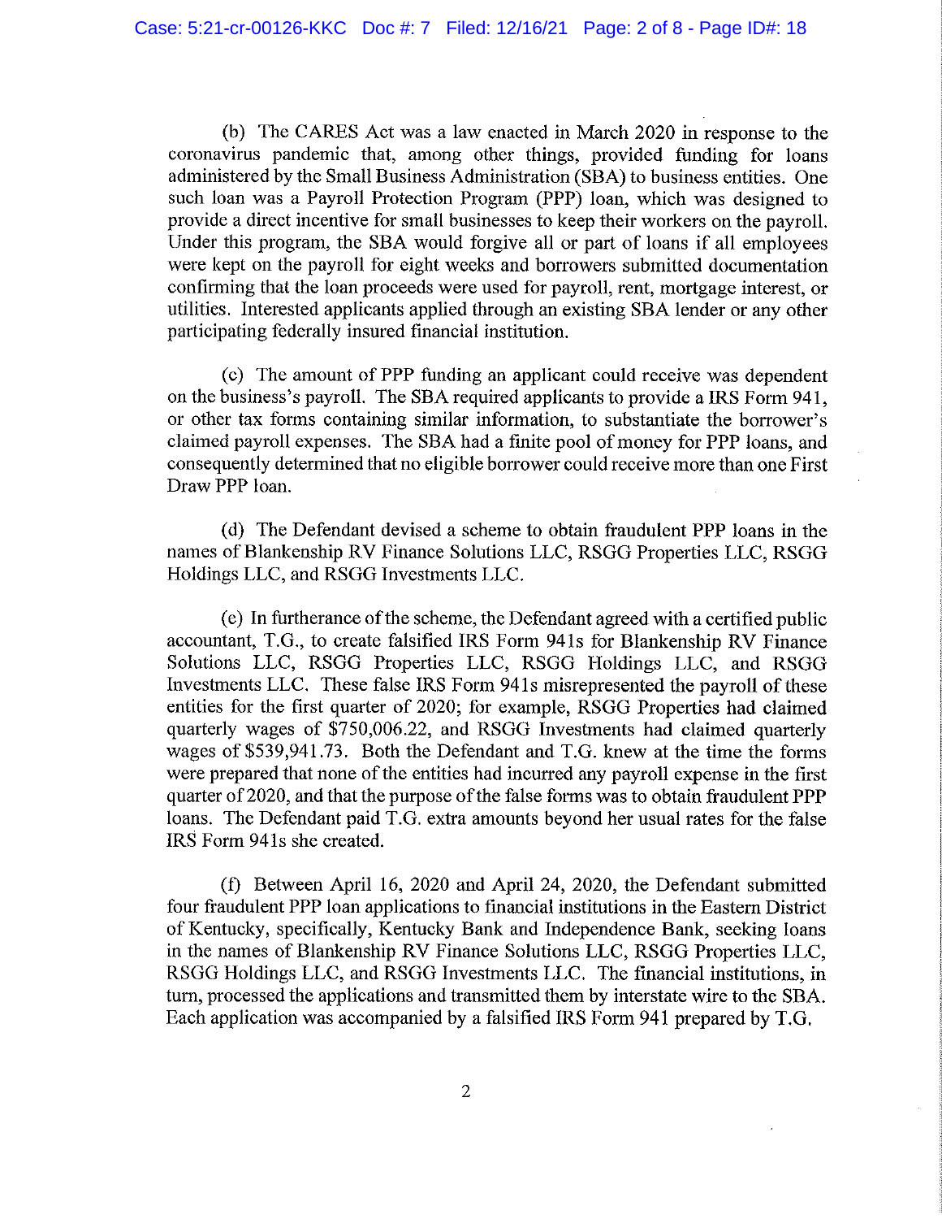(b) The CARES Act was a law enacted in March 2020 in response to the coronavirus pandemic that, among other things, provided funding for loans administered by the Small Business Administration (SBA) to business entities. One such loan was a Payroll Protection Program (PPP) loan, which was designed to provide a direct incentive for small businesses to keep their workers on the payroll. Under this program, the SBA would forgive all or part of loans if all employees were kept on the payroll for eight weeks and borrowers submitted documentation confirming that the loan proceeds were used for payroll, rent, mortgage interest, or utilities. Interested applicants applied through an existing SBA lender or any other participating federally insured financial institution.

(c) The amount of PPP funding an applicant could receive was dependent on the business's payroll. The SBA required applicants to provide a IRS Form 941, or other tax forms containing similar information, to substantiate the borrower's claimed payroll expenses. The SBA had a finite pool of money for PPP loans, and consequently determined that no eligible borrower could receive more than one First Draw PPP loan.

(d) The Defendant devised a scheme to obtain fraudulent PPP loans in the names of Blankenship RV Finance Solutions LLC, RSGG Properties LLC, RSGG Holdings LLC, and RSGG Investments LLC.

(e) In furtherance of the scheme, the Defendant agreed with a certified public accountant, T.G., to create falsified IRS Form 941s for Blankenship RV Finance Solutions LLC, RSGG Properties LLC, RSGG Holdings LLC, and RSGG Investments LLC. These false IRS Form 941s misrepresented the payroll of these entities for the first quarter of 2020; for example, RSGG Properties had claimed quarterly wages of $750,006.22, and RSGG Investments had claimed quarterly wages of $539,941.73. Both the Defendant and T.G. knew at the time the forms were prepared that none of the entities had incurred any payroll expense in the first quarter of 2020, and that the purpose of the false forms was to obtain fraudulent PPP loans. The Defendant paid T.G. extra amounts beyond her usual rates for the false IRS Form 941s she created.

(f) Between April 16, 2020 and April 24, 2020, the Defendant submitted four fraudulent PPP loan applications to financial institutions in the Eastern District of Kentucky, specifically, Kentucky Bank and Independence Bank, seeking loans in the names of Blankenship RV Finance Solutions LLC, RSGG Properties LLC, RSGG Holdings LLC, and RSGG Investments LLC. The financial institutions, in turn, processed the applications and transmitted them by interstate wire to the SBA. Each application was accompanied by a falsified IRS Form 941 prepared by T.G.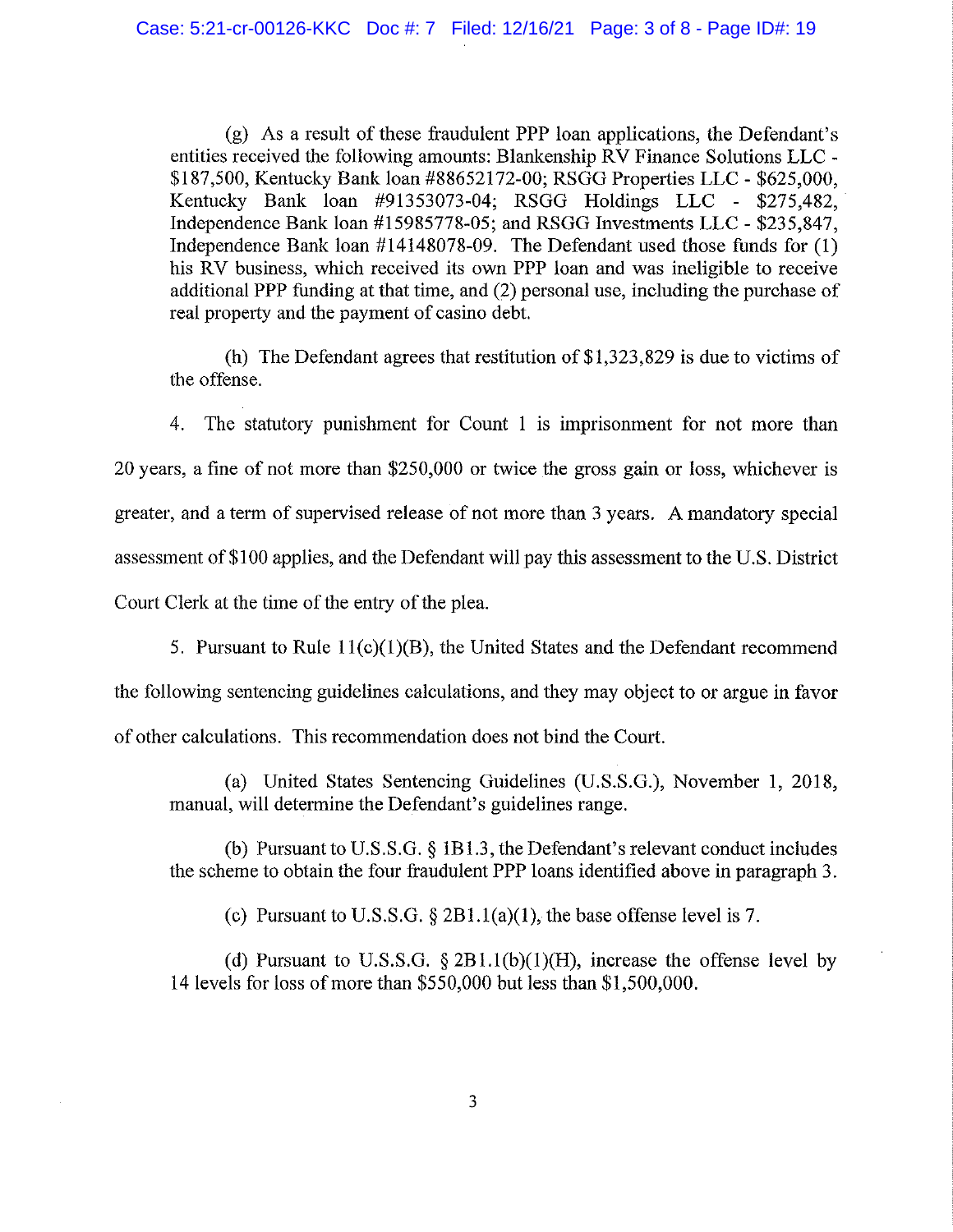(g) As a result of these fraudulent PPP loan applications, the Defendant's entities received the following amounts: Blankenship RV Finance Solutions LLC - $187,500, Kentucky Bank loan #88652172-00; RSGG Properties LLC - $625,000, Kentucky Bank loan #91353073-04; RSGG Holdings LLC - $275,482, Independence Bank loan #15985778-05; and RSGG Investments LLC - $235,847, Independence Bank loan #14148078-09. The Defendant used those funds for (1) his RV business, which received its own PPP loan and was ineligible to receive additional PPP funding at that time, and (2) personal use, including the purchase of real property and the payment of casino debt.

(h) The Defendant agrees that restitution of $1,323,829 is due to victims of the offense.

4. The statutory punishment for Count 1 is imprisonment for not more than 20 years, a fine of not more than $250,000 or twice the gross gain or loss, whichever is greater, and a term of supervised release of not more than 3 years. A mandatory special assessment of $100 applies, and the Defendant will pay this assessment to the U.S. District Court Clerk at the time of the entry of the plea.

5. Pursuant to Rule 11(c)(1)(B), the United States and the Defendant recommend the following sentencing guidelines calculations, and they may object to or argue in favor of other calculations. This recommendation does not bind the Court.

(a) United States Sentencing Guidelines (U.S.S.G.), November 1, 2018, manual, will determine the Defendant's guidelines range.

(b) Pursuant to U.S.S.G. § 1B1.3, the Defendant's relevant conduct includes the scheme to obtain the four fraudulent PPP loans identified above in paragraph 3.

(c) Pursuant to U.S.S.G. § 2B1.1(a)(1), the base offense level is 7.

(d) Pursuant to U.S.S.G. § 2B1.1(b)(1)(H), increase the offense level by 14 levels for loss of more than $550,000 but less than $1,500,000.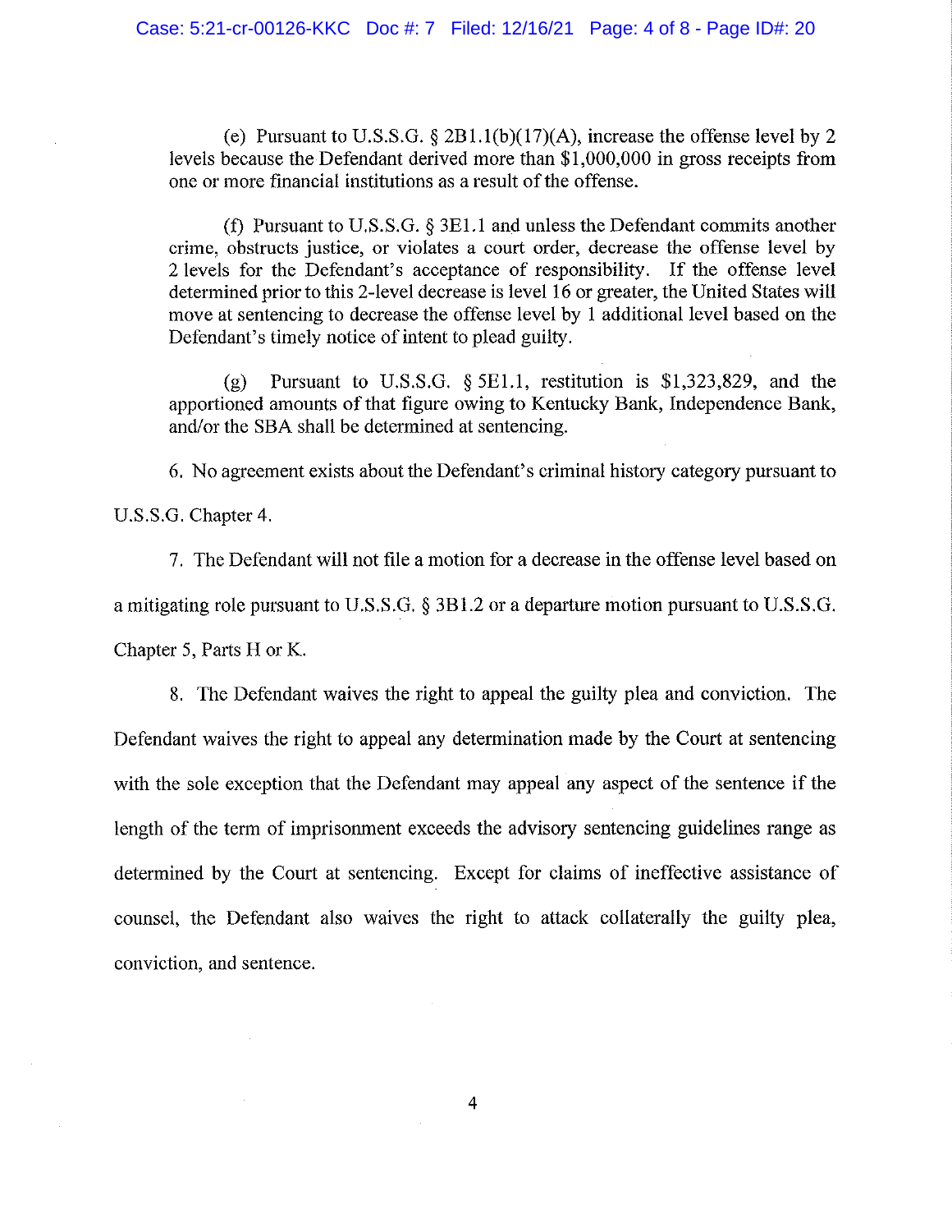(e) Pursuant to U.S.S.G. § 2B1.1(b)(17)(A), increase the offense level by 2 levels because the Defendant derived more than $1,000,000 in gross receipts from one or more financial institutions as a result of the offense.

(f) Pursuant to U.S.S.G. § 3E1.1 and unless the Defendant commits another crime, obstructs justice, or violates a court order, decrease the offense level by 2 levels for the Defendant's acceptance of responsibility. If the offense level determined prior to this 2-level decrease is level 16 or greater, the United States will move at sentencing to decrease the offense level by 1 additional level based on the Defendant's timely notice of intent to plead guilty.

(g) Pursuant to U.S.S.G. § 5E1.1, restitution is $1,323,829, and the apportioned amounts of that figure owing to Kentucky Bank, Independence Bank, and/or the SBA shall be determined at sentencing.

6. No agreement exists about the Defendant's criminal history category pursuant to U.S.S.G. Chapter 4.

7. The Defendant will not file a motion for a decrease in the offense level based on a mitigating role pursuant to U.S.S.G. § 3B1.2 or a departure motion pursuant to U.S.S.G. Chapter 5, Parts H or K.

8. The Defendant waives the right to appeal the guilty plea and conviction. The Defendant waives the right to appeal any determination made by the Court at sentencing with the sole exception that the Defendant may appeal any aspect of the sentence if the length of the term of imprisonment exceeds the advisory sentencing guidelines range as determined by the Court at sentencing. Except for claims of ineffective assistance of counsel, the Defendant also waives the right to attack collaterally the guilty plea, conviction, and sentence.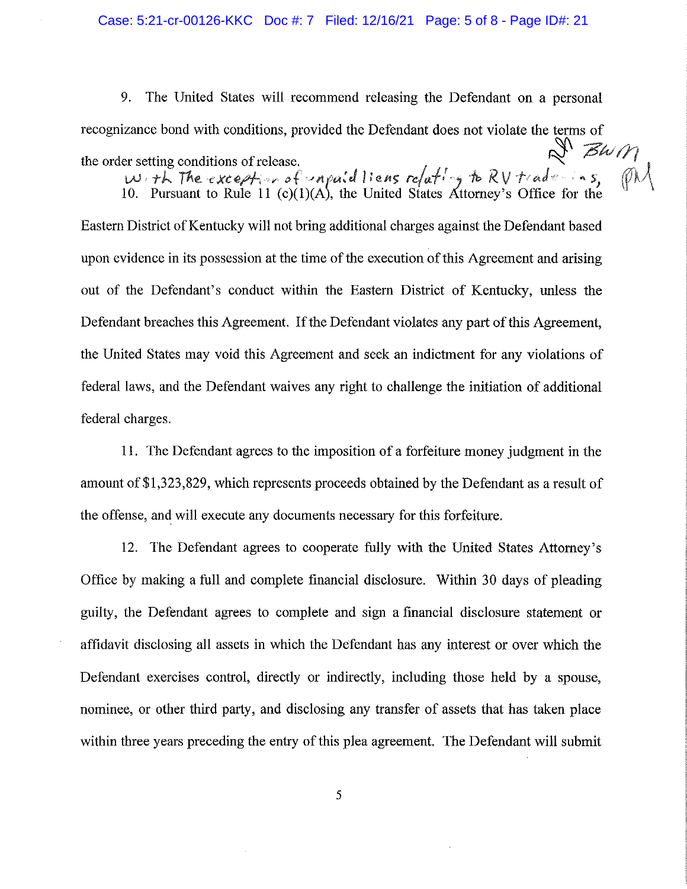9. The United States will recommend releasing the Defendant on a personal recognizance bond with conditions, provided the Defendant does not violate the terms of the order setting conditions of release.

With the exception of unpaid liens relating to RV trade-ins, BWM PM

10. Pursuant to Rule 11 (c)(1)(A), the United States Attorney's Office for the Eastern District of Kentucky will not bring additional charges against the Defendant based upon evidence in its possession at the time of the execution of this Agreement and arising out of the Defendant's conduct within the Eastern District of Kentucky, unless the Defendant breaches this Agreement. If the Defendant violates any part of this Agreement, the United States may void this Agreement and seek an indictment for any violations of federal laws, and the Defendant waives any right to challenge the initiation of additional federal charges.

11. The Defendant agrees to the imposition of a forfeiture money judgment in the amount of $1,323,829, which represents proceeds obtained by the Defendant as a result of the offense, and will execute any documents necessary for this forfeiture.

12. The Defendant agrees to cooperate fully with the United States Attorney's Office by making a full and complete financial disclosure. Within 30 days of pleading guilty, the Defendant agrees to complete and sign a financial disclosure statement or affidavit disclosing all assets in which the Defendant has any interest or over which the Defendant exercises control, directly or indirectly, including those held by a spouse, nominee, or other third party, and disclosing any transfer of assets that has taken place within three years preceding the entry of this plea agreement. The Defendant will submit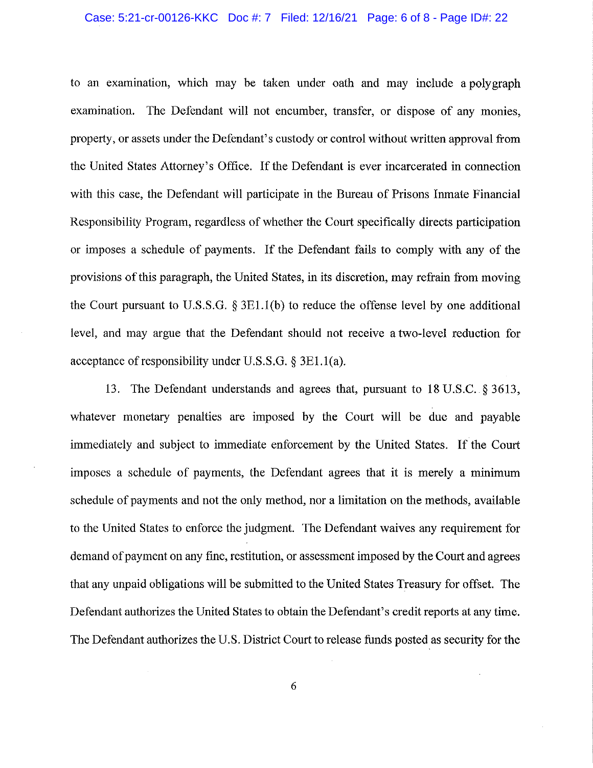to an examination, which may be taken under oath and may include a polygraph examination. The Defendant will not encumber, transfer, or dispose of any monies, property, or assets under the Defendant's custody or control without written approval from the United States Attorney's Office. If the Defendant is ever incarcerated in connection with this case, the Defendant will participate in the Bureau of Prisons Inmate Financial Responsibility Program, regardless of whether the Court specifically directs participation or imposes a schedule of payments. If the Defendant fails to comply with any of the provisions of this paragraph, the United States, in its discretion, may refrain from moving the Court pursuant to U.S.S.G. § 3E1.1(b) to reduce the offense level by one additional level, and may argue that the Defendant should not receive a two-level reduction for acceptance of responsibility under U.S.S.G. § 3E1.1(a).

13. The Defendant understands and agrees that, pursuant to 18 U.S.C. § 3613, whatever monetary penalties are imposed by the Court will be due and payable immediately and subject to immediate enforcement by the United States. If the Court imposes a schedule of payments, the Defendant agrees that it is merely a minimum schedule of payments and not the only method, nor a limitation on the methods, available to the United States to enforce the judgment. The Defendant waives any requirement for demand of payment on any fine, restitution, or assessment imposed by the Court and agrees that any unpaid obligations will be submitted to the United States Treasury for offset. The Defendant authorizes the United States to obtain the Defendant's credit reports at any time. The Defendant authorizes the U.S. District Court to release funds posted as security for the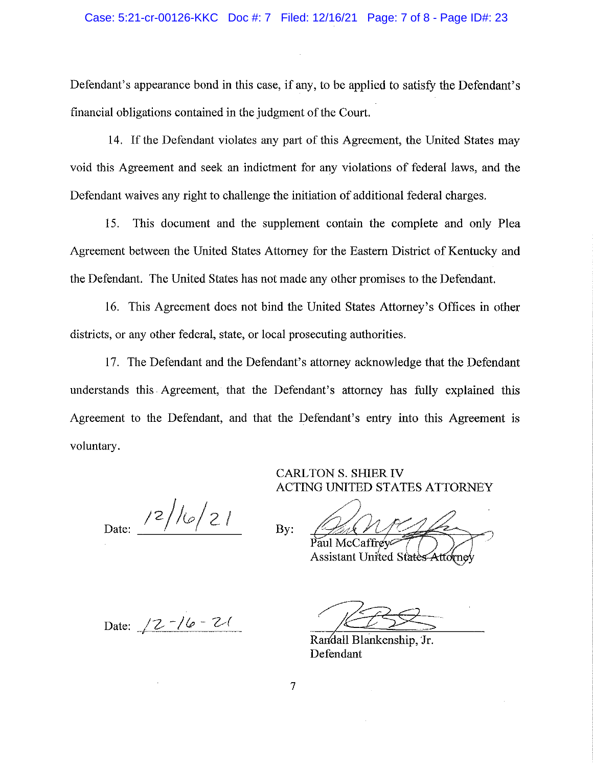Defendant's appearance bond in this case, if any, to be applied to satisfy the Defendant's financial obligations contained in the judgment of the Court.

14. If the Defendant violates any part of this Agreement, the United States may void this Agreement and seek an indictment for any violations of federal laws, and the Defendant waives any right to challenge the initiation of additional federal charges.

15. This document and the supplement contain the complete and only Plea Agreement between the United States Attorney for the Eastern District of Kentucky and the Defendant. The United States has not made any other promises to the Defendant.

16. This Agreement does not bind the United States Attorney's Offices in other districts, or any other federal, state, or local prosecuting authorities.

17. The Defendant and the Defendant's attorney acknowledge that the Defendant understands this Agreement, that the Defendant's attorney has fully explained this Agreement to the Defendant, and that the Defendant's entry into this Agreement is voluntary.

CARLTON S. SHIER IV
ACTING UNITED STATES ATTORNEY

Date: 12/16/21

By: _______________________
Paul McCaffrey
Assistant United States Attorney

Date: 12-16-21

_______________________
Randall Blankenship, Jr.
Defendant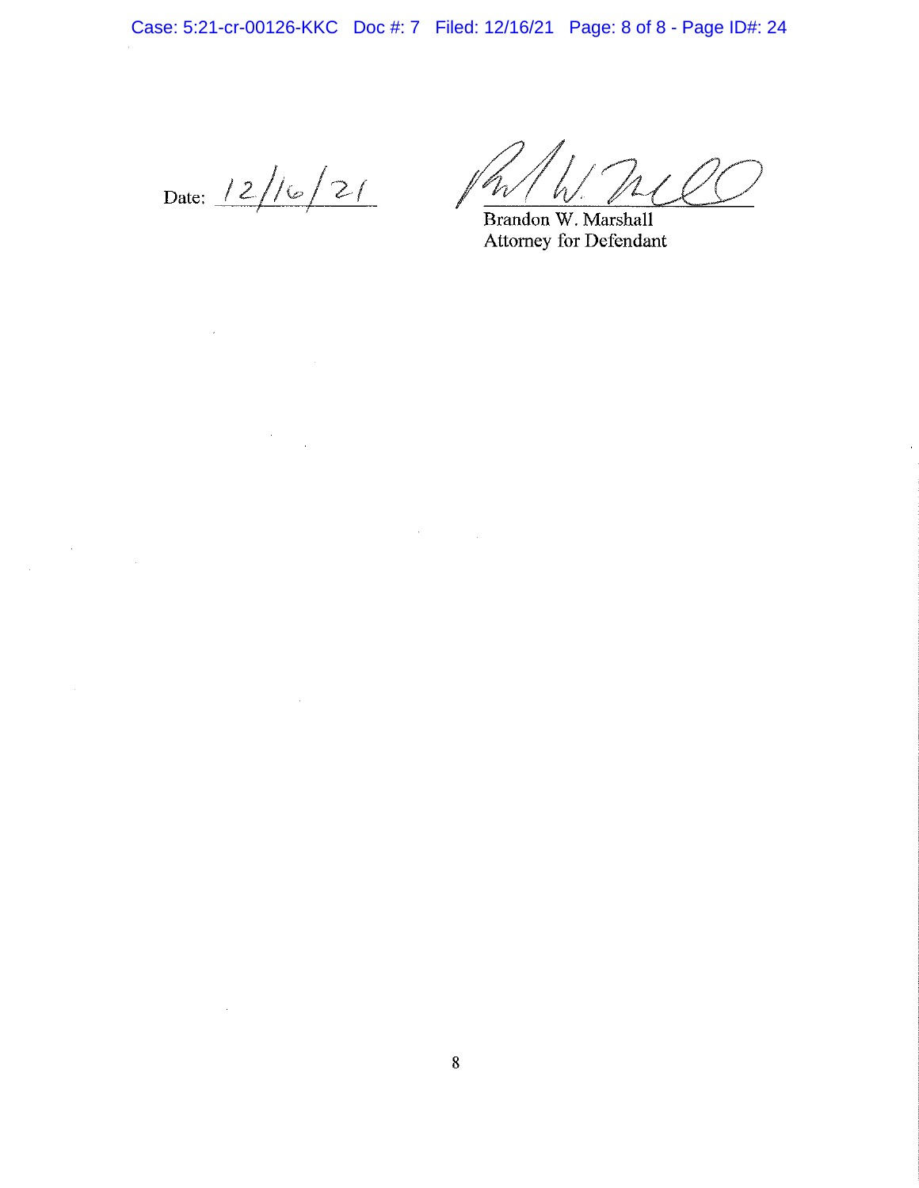Date: 12/16/21

Brandon W. Marshall
Attorney for Defendant